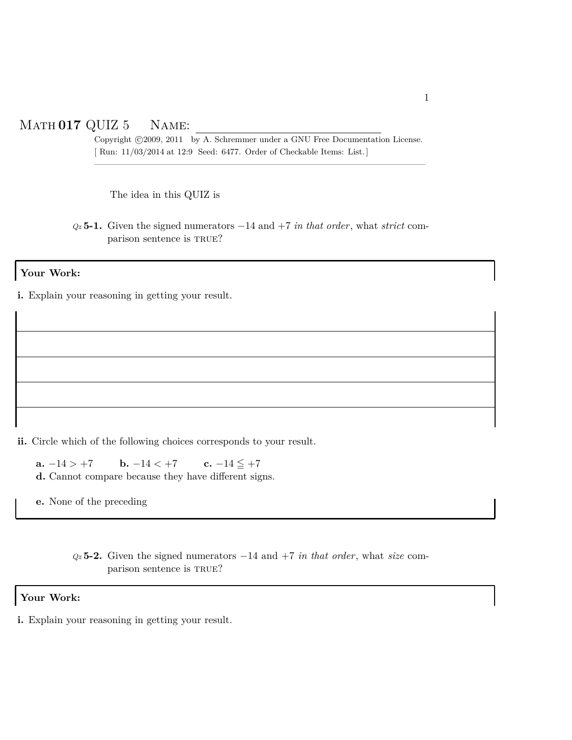# Math **017** QUIZ 5 Name: ______________________________

Copyright ©2009, 2011 by A. Schremmer under a GNU Free Documentation License.
[ Run: 11/03/2014 at 12:9 Seed: 6477. Order of Checkable Items: List.]

---

The idea in this QUIZ is

*Qz* **5-1.** Given the signed numerators $-14$ and $+7$ *in that order*, what *strict* comparison sentence is TRUE?

**Your Work:**

**i.** Explain your reasoning in getting your result.

**ii.** Circle which of the following choices corresponds to your result.

**a.** $-14 > +7$ **b.** $-14 < +7$ **c.** $-14 \leqq +7$
**d.** Cannot compare because they have different signs.

**e.** None of the preceding

*Qz* **5-2.** Given the signed numerators $-14$ and $+7$ *in that order*, what *size* comparison sentence is TRUE?

**Your Work:**

**i.** Explain your reasoning in getting your result.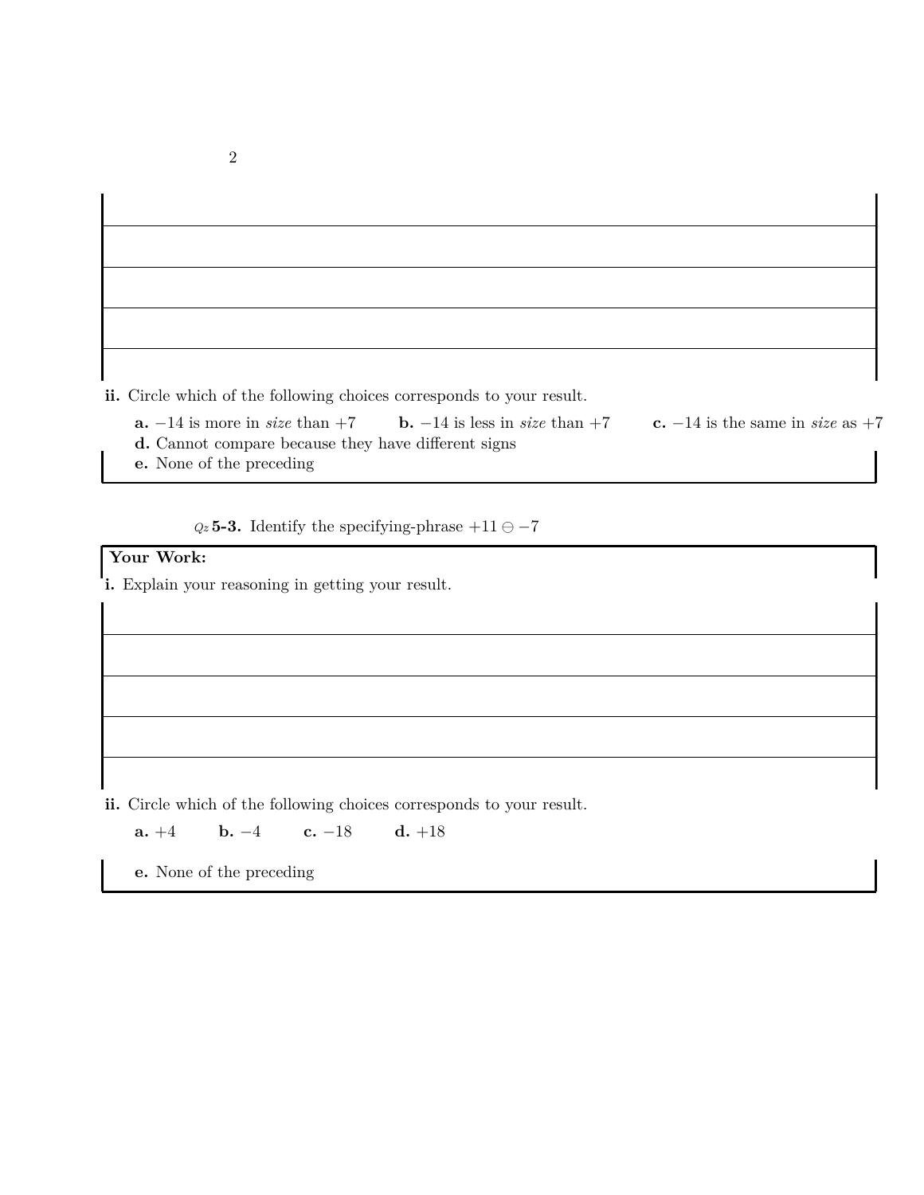**ii.** Circle which of the following choices corresponds to your result.

**a.** $-14$ is more in *size* than $+7$ **b.** $-14$ is less in *size* than $+7$ **c.** $-14$ is the same in *size* as $+7$

**d.** Cannot compare because they have different signs

**e.** None of the preceding

*Qz* **5-3.** Identify the specifying-phrase $+11 \ominus -7$

**Your Work:**

**i.** Explain your reasoning in getting your result.

**ii.** Circle which of the following choices corresponds to your result.

**a.** $+4$ **b.** $-4$ **c.** $-18$ **d.** $+18$

**e.** None of the preceding